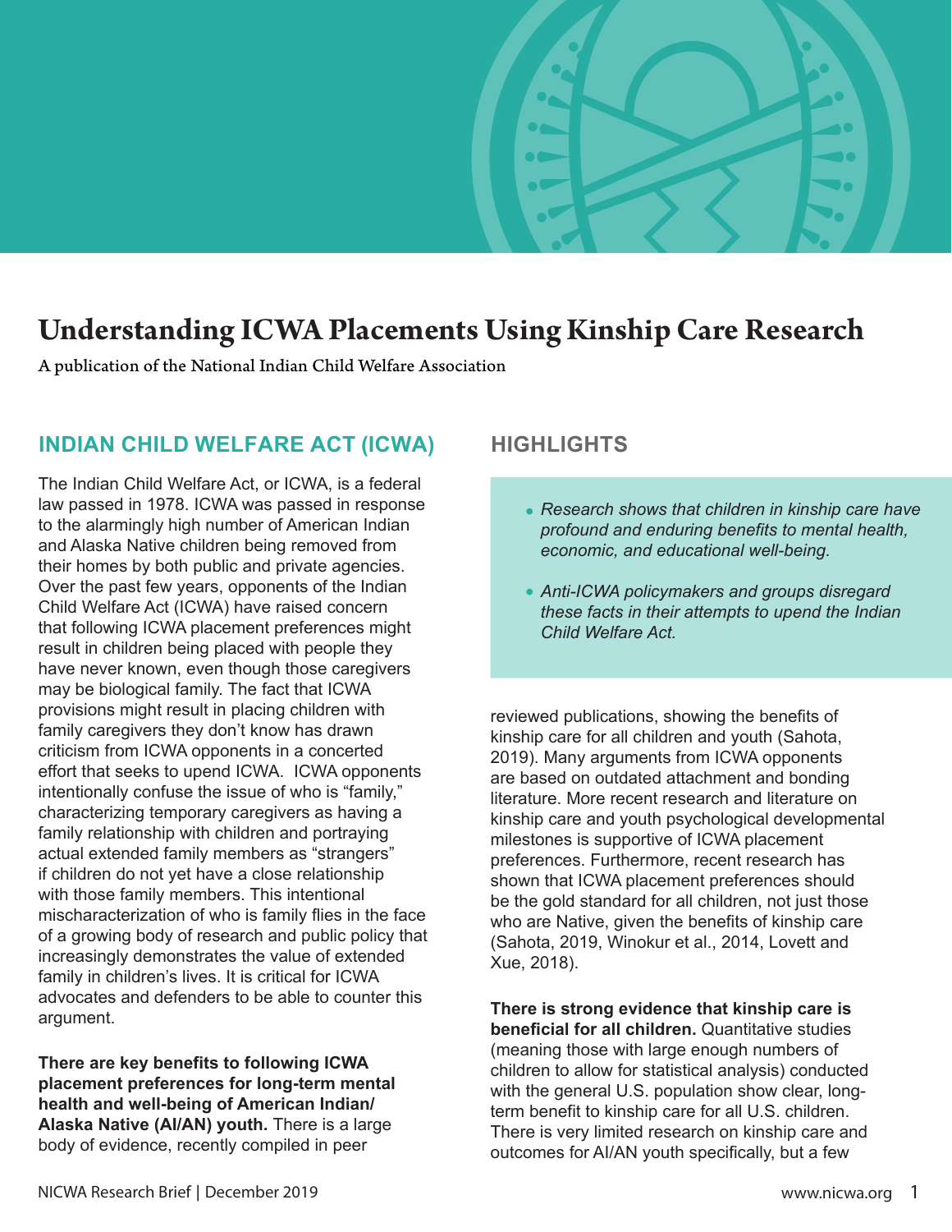# Understanding ICWA Placements Using Kinship Care Research

A publication of the National Indian Child Welfare Association

## INDIAN CHILD WELFARE ACT (ICWA)

The Indian Child Welfare Act, or ICWA, is a federal law passed in 1978. ICWA was passed in response to the alarmingly high number of American Indian and Alaska Native children being removed from their homes by both public and private agencies. Over the past few years, opponents of the Indian Child Welfare Act (ICWA) have raised concern that following ICWA placement preferences might result in children being placed with people they have never known, even though those caregivers may be biological family. The fact that ICWA provisions might result in placing children with family caregivers they don't know has drawn criticism from ICWA opponents in a concerted effort that seeks to upend ICWA. ICWA opponents intentionally confuse the issue of who is "family," characterizing temporary caregivers as having a family relationship with children and portraying actual extended family members as "strangers" if children do not yet have a close relationship with those family members. This intentional mischaracterization of who is family flies in the face of a growing body of research and public policy that increasingly demonstrates the value of extended family in children's lives. It is critical for ICWA advocates and defenders to be able to counter this argument.

## HIGHLIGHTS

- *Research shows that children in kinship care have profound and enduring benefits to mental health, economic, and educational well-being.*
- *Anti-ICWA policymakers and groups disregard these facts in their attempts to upend the Indian Child Welfare Act.*

**There are key benefits to following ICWA placement preferences for long-term mental health and well-being of American Indian/ Alaska Native (AI/AN) youth.** There is a large body of evidence, recently compiled in peer reviewed publications, showing the benefits of kinship care for all children and youth (Sahota, 2019). Many arguments from ICWA opponents are based on outdated attachment and bonding literature. More recent research and literature on kinship care and youth psychological developmental milestones is supportive of ICWA placement preferences. Furthermore, recent research has shown that ICWA placement preferences should be the gold standard for all children, not just those who are Native, given the benefits of kinship care (Sahota, 2019, Winokur et al., 2014, Lovett and Xue, 2018).

**There is strong evidence that kinship care is beneficial for all children.** Quantitative studies (meaning those with large enough numbers of children to allow for statistical analysis) conducted with the general U.S. population show clear, long-term benefit to kinship care for all U.S. children. There is very limited research on kinship care and outcomes for AI/AN youth specifically, but a few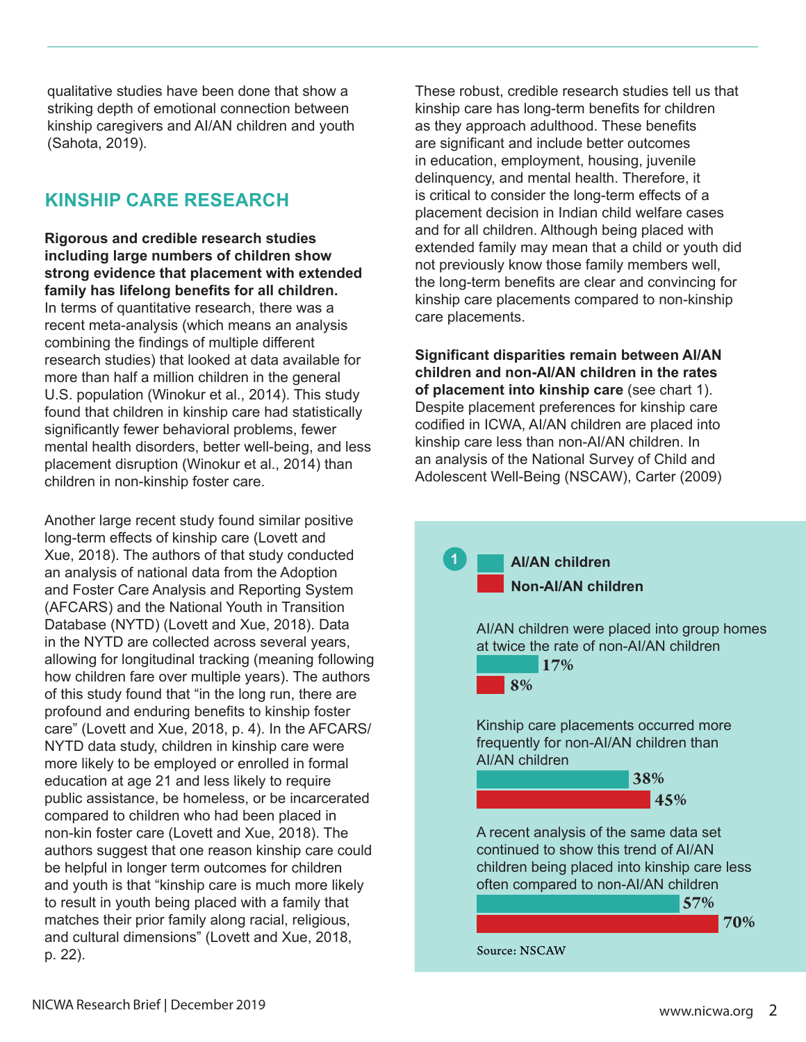qualitative studies have been done that show a striking depth of emotional connection between kinship caregivers and AI/AN children and youth (Sahota, 2019).

## KINSHIP CARE RESEARCH

**Rigorous and credible research studies including large numbers of children show strong evidence that placement with extended family has lifelong benefits for all children.** In terms of quantitative research, there was a recent meta-analysis (which means an analysis combining the findings of multiple different research studies) that looked at data available for more than half a million children in the general U.S. population (Winokur et al., 2014). This study found that children in kinship care had statistically significantly fewer behavioral problems, fewer mental health disorders, better well-being, and less placement disruption (Winokur et al., 2014) than children in non-kinship foster care.

Another large recent study found similar positive long-term effects of kinship care (Lovett and Xue, 2018). The authors of that study conducted an analysis of national data from the Adoption and Foster Care Analysis and Reporting System (AFCARS) and the National Youth in Transition Database (NYTD) (Lovett and Xue, 2018). Data in the NYTD are collected across several years, allowing for longitudinal tracking (meaning following how children fare over multiple years). The authors of this study found that "in the long run, there are profound and enduring benefits to kinship foster care" (Lovett and Xue, 2018, p. 4). In the AFCARS/NYTD data study, children in kinship care were more likely to be employed or enrolled in formal education at age 21 and less likely to require public assistance, be homeless, or be incarcerated compared to children who had been placed in non-kin foster care (Lovett and Xue, 2018). The authors suggest that one reason kinship care could be helpful in longer term outcomes for children and youth is that "kinship care is much more likely to result in youth being placed with a family that matches their prior family along racial, religious, and cultural dimensions" (Lovett and Xue, 2018, p. 22).

These robust, credible research studies tell us that kinship care has long-term benefits for children as they approach adulthood. These benefits are significant and include better outcomes in education, employment, housing, juvenile delinquency, and mental health. Therefore, it is critical to consider the long-term effects of a placement decision in Indian child welfare cases and for all children. Although being placed with extended family may mean that a child or youth did not previously know those family members well, the long-term benefits are clear and convincing for kinship care placements compared to non-kinship care placements.

**Significant disparities remain between AI/AN children and non-AI/AN children in the rates of placement into kinship care** (see chart 1). Despite placement preferences for kinship care codified in ICWA, AI/AN children are placed into kinship care less than non-AI/AN children. In an analysis of the National Survey of Child and Adolescent Well-Being (NSCAW), Carter (2009)

**Chart 1**

| | AI/AN children | Non-AI/AN children |
|---|---|---|
| AI/AN children were placed into group homes at twice the rate of non-AI/AN children | 17% | 8% |
| Kinship care placements occurred more frequently for non-AI/AN children than AI/AN children | 38% | 45% |
| A recent analysis of the same data set continued to show this trend of AI/AN children being placed into kinship care less often compared to non-AI/AN children | 57% | 70% |

Source: NSCAW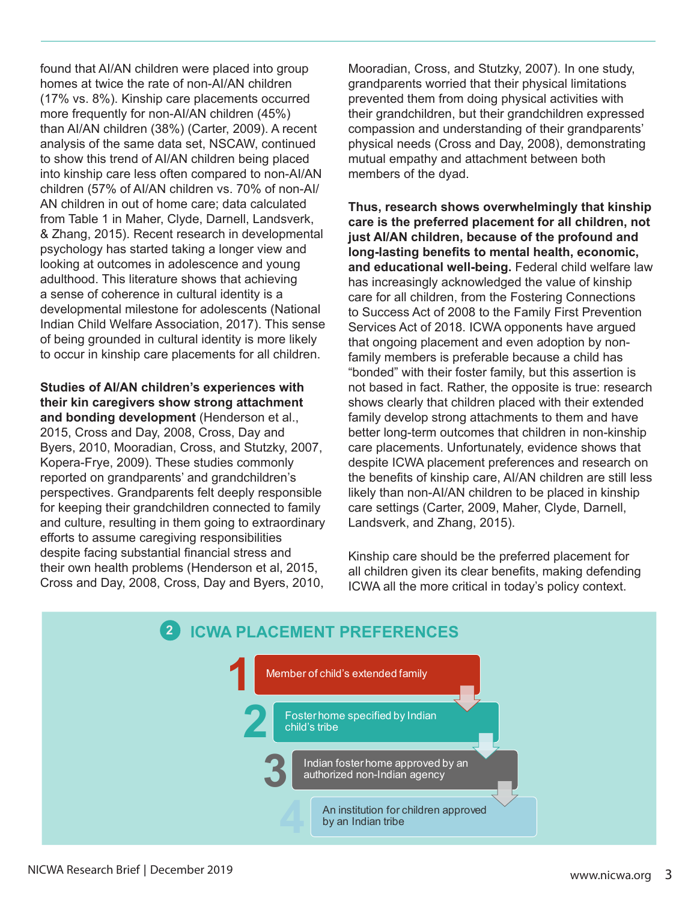found that AI/AN children were placed into group homes at twice the rate of non-AI/AN children (17% vs. 8%). Kinship care placements occurred more frequently for non-AI/AN children (45%) than AI/AN children (38%) (Carter, 2009). A recent analysis of the same data set, NSCAW, continued to show this trend of AI/AN children being placed into kinship care less often compared to non-AI/AN children (57% of AI/AN children vs. 70% of non-AI/AN children in out of home care; data calculated from Table 1 in Maher, Clyde, Darnell, Landsverk, & Zhang, 2015). Recent research in developmental psychology has started taking a longer view and looking at outcomes in adolescence and young adulthood. This literature shows that achieving a sense of coherence in cultural identity is a developmental milestone for adolescents (National Indian Child Welfare Association, 2017). This sense of being grounded in cultural identity is more likely to occur in kinship care placements for all children.

**Studies of AI/AN children's experiences with their kin caregivers show strong attachment and bonding development** (Henderson et al., 2015, Cross and Day, 2008, Cross, Day and Byers, 2010, Mooradian, Cross, and Stutzky, 2007, Kopera-Frye, 2009). These studies commonly reported on grandparents' and grandchildren's perspectives. Grandparents felt deeply responsible for keeping their grandchildren connected to family and culture, resulting in them going to extraordinary efforts to assume caregiving responsibilities despite facing substantial financial stress and their own health problems (Henderson et al, 2015, Cross and Day, 2008, Cross, Day and Byers, 2010, Mooradian, Cross, and Stutzky, 2007). In one study, grandparents worried that their physical limitations prevented them from doing physical activities with their grandchildren, but their grandchildren expressed compassion and understanding of their grandparents' physical needs (Cross and Day, 2008), demonstrating mutual empathy and attachment between both members of the dyad.

**Thus, research shows overwhelmingly that kinship care is the preferred placement for all children, not just AI/AN children, because of the profound and long-lasting benefits to mental health, economic, and educational well-being.** Federal child welfare law has increasingly acknowledged the value of kinship care for all children, from the Fostering Connections to Success Act of 2008 to the Family First Prevention Services Act of 2018. ICWA opponents have argued that ongoing placement and even adoption by non-family members is preferable because a child has "bonded" with their foster family, but this assertion is not based in fact. Rather, the opposite is true: research shows clearly that children placed with their extended family develop strong attachments to them and have better long-term outcomes that children in non-kinship care placements. Unfortunately, evidence shows that despite ICWA placement preferences and research on the benefits of kinship care, AI/AN children are still less likely than non-AI/AN children to be placed in kinship care settings (Carter, 2009, Maher, Clyde, Darnell, Landsverk, and Zhang, 2015).

Kinship care should be the preferred placement for all children given its clear benefits, making defending ICWA all the more critical in today's policy context.

## 2 ICWA PLACEMENT PREFERENCES

1. Member of child's extended family
2. Foster home specified by Indian child's tribe
3. Indian foster home approved by an authorized non-Indian agency
4. An institution for children approved by an Indian tribe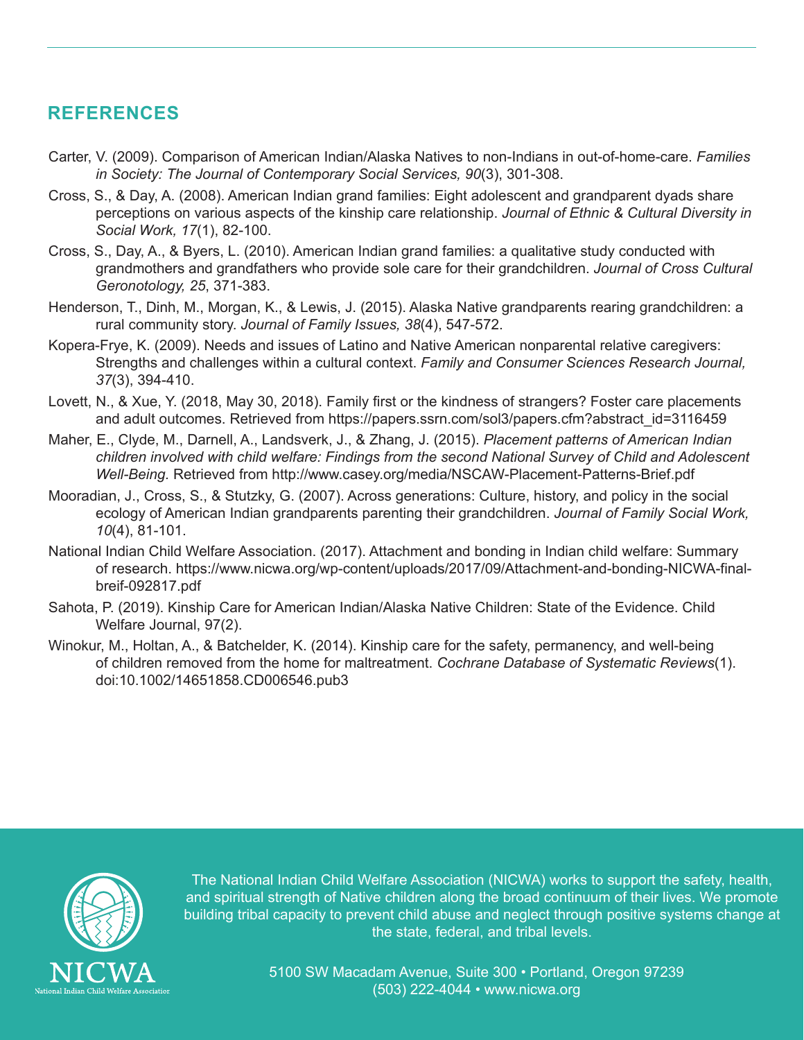## REFERENCES

Carter, V. (2009). Comparison of American Indian/Alaska Natives to non-Indians in out-of-home-care. *Families in Society: The Journal of Contemporary Social Services, 90*(3), 301-308.

Cross, S., & Day, A. (2008). American Indian grand families: Eight adolescent and grandparent dyads share perceptions on various aspects of the kinship care relationship. *Journal of Ethnic & Cultural Diversity in Social Work, 17*(1), 82-100.

Cross, S., Day, A., & Byers, L. (2010). American Indian grand families: a qualitative study conducted with grandmothers and grandfathers who provide sole care for their grandchildren. *Journal of Cross Cultural Geronotology, 25*, 371-383.

Henderson, T., Dinh, M., Morgan, K., & Lewis, J. (2015). Alaska Native grandparents rearing grandchildren: a rural community story. *Journal of Family Issues, 38*(4), 547-572.

Kopera-Frye, K. (2009). Needs and issues of Latino and Native American nonparental relative caregivers: Strengths and challenges within a cultural context. *Family and Consumer Sciences Research Journal, 37*(3), 394-410.

Lovett, N., & Xue, Y. (2018, May 30, 2018). Family first or the kindness of strangers? Foster care placements and adult outcomes. Retrieved from https://papers.ssrn.com/sol3/papers.cfm?abstract_id=3116459

Maher, E., Clyde, M., Darnell, A., Landsverk, J., & Zhang, J. (2015). *Placement patterns of American Indian children involved with child welfare: Findings from the second National Survey of Child and Adolescent Well-Being.* Retrieved from http://www.casey.org/media/NSCAW-Placement-Patterns-Brief.pdf

Mooradian, J., Cross, S., & Stutzky, G. (2007). Across generations: Culture, history, and policy in the social ecology of American Indian grandparents parenting their grandchildren. *Journal of Family Social Work, 10*(4), 81-101.

National Indian Child Welfare Association. (2017). Attachment and bonding in Indian child welfare: Summary of research. https://www.nicwa.org/wp-content/uploads/2017/09/Attachment-and-bonding-NICWA-final-breif-092817.pdf

Sahota, P. (2019). Kinship Care for American Indian/Alaska Native Children: State of the Evidence. Child Welfare Journal, 97(2).

Winokur, M., Holtan, A., & Batchelder, K. (2014). Kinship care for the safety, permanency, and well-being of children removed from the home for maltreatment. *Cochrane Database of Systematic Reviews*(1). doi:10.1002/14651858.CD006546.pub3

NICWA
National Indian Child Welfare Association

The National Indian Child Welfare Association (NICWA) works to support the safety, health, and spiritual strength of Native children along the broad continuum of their lives. We promote building tribal capacity to prevent child abuse and neglect through positive systems change at the state, federal, and tribal levels.

5100 SW Macadam Avenue, Suite 300 • Portland, Oregon 97239
(503) 222-4044 • www.nicwa.org